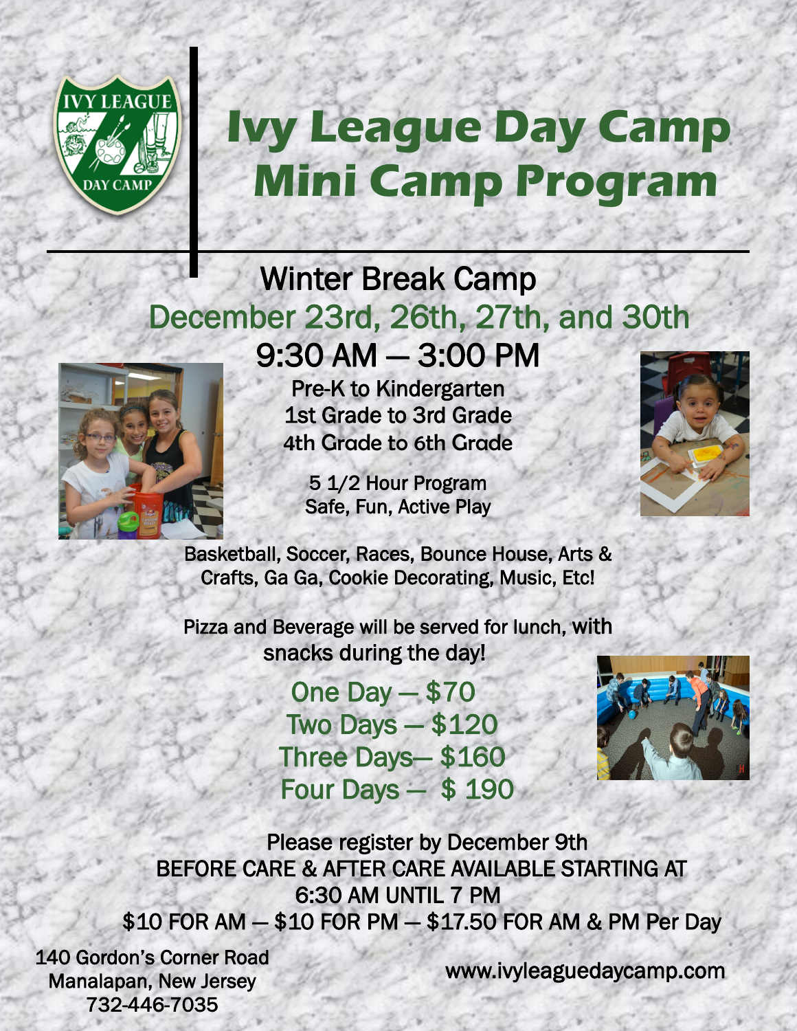# Ivy League Day Camp
# Mini Camp Program

## Winter Break Camp

### December 23rd, 26th, 27th, and 30th

### 9:30 AM — 3:00 PM

Pre-K to Kindergarten
1st Grade to 3rd Grade
4th Grade to 6th Grade

5 1/2 Hour Program
Safe, Fun, Active Play

Basketball, Soccer, Races, Bounce House, Arts & Crafts, Ga Ga, Cookie Decorating, Music, Etc!

Pizza and Beverage will be served for lunch, with snacks during the day!

One Day — $70
Two Days — $120
Three Days— $160
Four Days — $ 190

Please register by December 9th
BEFORE CARE & AFTER CARE AVAILABLE STARTING AT 6:30 AM UNTIL 7 PM
$10 FOR AM — $10 FOR PM — $17.50 FOR AM & PM Per Day

140 Gordon's Corner Road
Manalapan, New Jersey
732-446-7035

www.ivyleaguedaycamp.com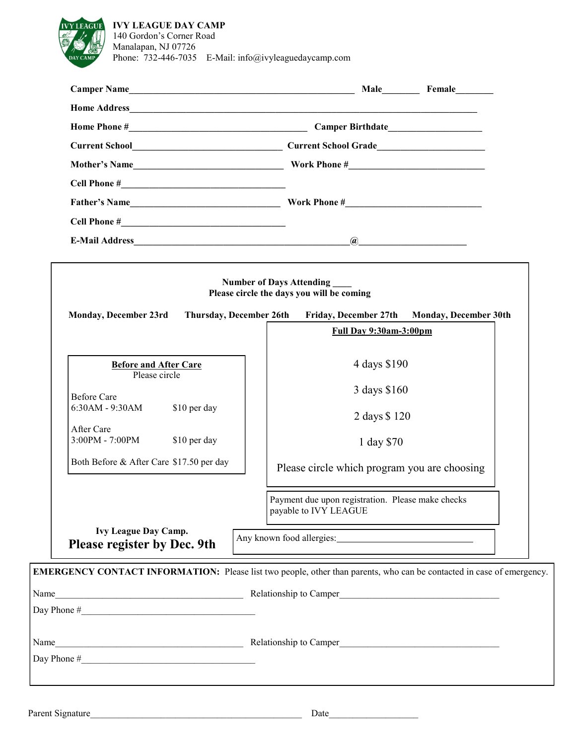**IVY LEAGUE DAY CAMP**
140 Gordon's Corner Road
Manalapan, NJ 07726
Phone: 732-446-7035 E-Mail: info@ivyleaguedaycamp.com

**Camper Name**_______________________________________________ **Male**_______ **Female**_______

**Home Address**________________________________________________________________________

**Home Phone #**_____________________________________ **Camper Birthdate**___________________

**Current School**_______________________________ **Current School Grade**______________________

**Mother's Name**_______________________________ **Work Phone #**____________________________

**Cell Phone #**__________________________________

**Father's Name**_______________________________ **Work Phone #**____________________________

**Cell Phone #**__________________________________

**E-Mail Address**_____________________________________________@______________________

**Number of Days Attending ____**
**Please circle the days you will be coming**

**Monday, December 23rd** **Thursday, December 26th** **Friday, December 27th** **Monday, December 30th**

**Full Day 9:30am-3:00pm**

4 days $190

3 days $160

2 days $ 120

1 day $70

Please circle which program you are choosing

**Before and After Care**
Please circle

Before Care
6:30AM - 9:30AM $10 per day

After Care
3:00PM - 7:00PM $10 per day

Both Before & After Care $17.50 per day

Payment due upon registration. Please make checks payable to IVY LEAGUE

**Ivy League Day Camp.**
**Please register by Dec. 9th**

Any known food allergies:_____________________________

**EMERGENCY CONTACT INFORMATION:** Please list two people, other than parents, who can be contacted in case of emergency.

Name_______________________________________ Relationship to Camper___________________________________

Day Phone #_____________________________________

Name_______________________________________ Relationship to Camper___________________________________

Day Phone #_____________________________________

Parent Signature_______________________________________________ Date___________________